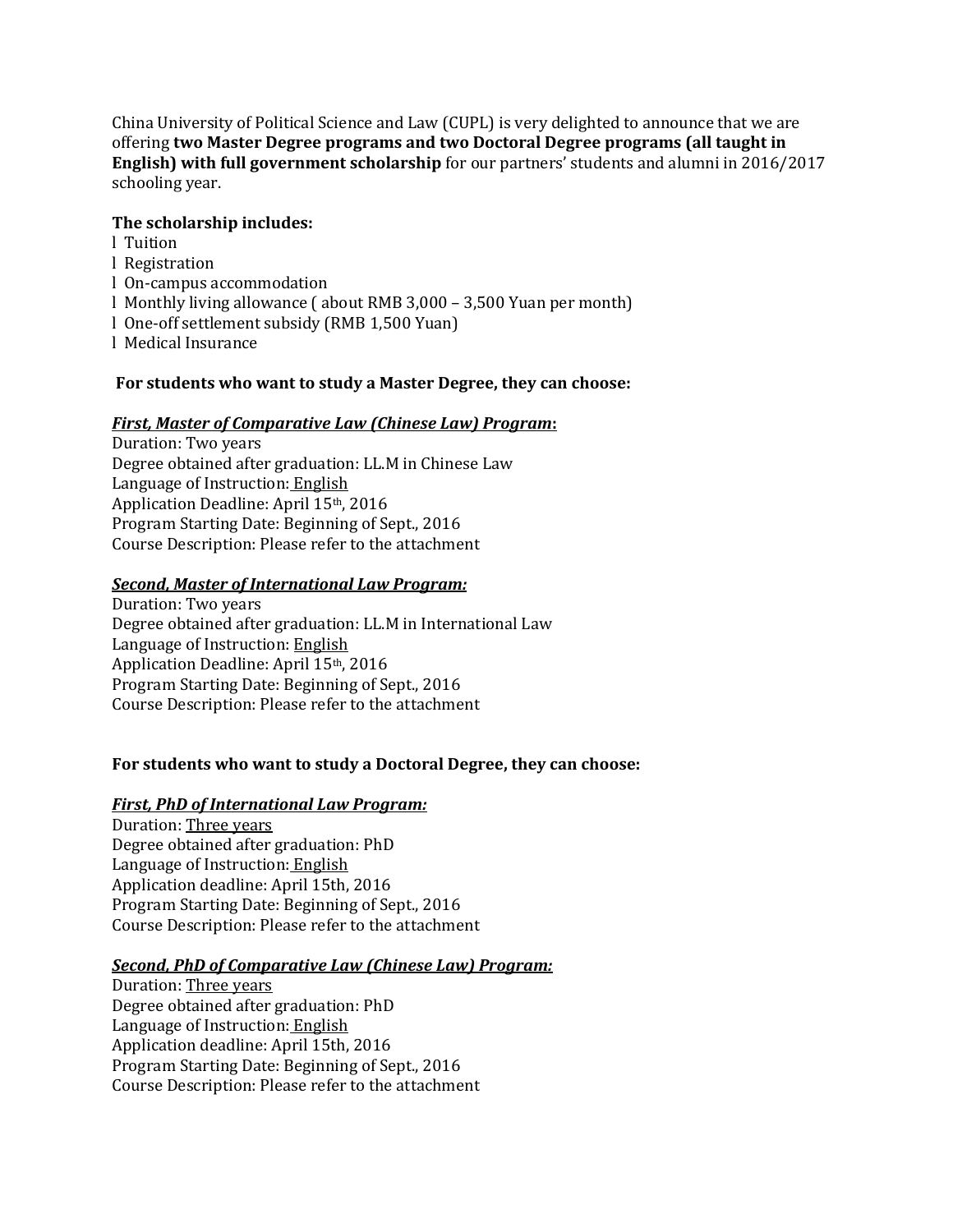China University of Political Science and Law (CUPL) is very delighted to announce that we are offering **two Master Degree programs and two Doctoral Degree programs (all taught in English) with full government scholarship** for our partners' students and alumni in 2016/2017 schooling year.

**The scholarship includes:**

- Tuition
- Registration
- On-campus accommodation
- Monthly living allowance ( about RMB 3,000 – 3,500 Yuan per month)
- One-off settlement subsidy (RMB 1,500 Yuan)
- Medical Insurance

**For students who want to study a Master Degree, they can choose:**

***First, Master of Comparative Law (Chinese Law) Program*:**

Duration: Two years
Degree obtained after graduation: LL.M in Chinese Law
Language of Instruction: English
Application Deadline: April 15th, 2016
Program Starting Date: Beginning of Sept., 2016
Course Description: Please refer to the attachment

***Second, Master of International Law Program:***

Duration: Two years
Degree obtained after graduation: LL.M in International Law
Language of Instruction: English
Application Deadline: April 15th, 2016
Program Starting Date: Beginning of Sept., 2016
Course Description: Please refer to the attachment

**For students who want to study a Doctoral Degree, they can choose:**

***First, PhD of International Law Program:***

Duration: Three years
Degree obtained after graduation: PhD
Language of Instruction: English
Application deadline: April 15th, 2016
Program Starting Date: Beginning of Sept., 2016
Course Description: Please refer to the attachment

***Second, PhD of Comparative Law (Chinese Law) Program:***

Duration: Three years
Degree obtained after graduation: PhD
Language of Instruction: English
Application deadline: April 15th, 2016
Program Starting Date: Beginning of Sept., 2016
Course Description: Please refer to the attachment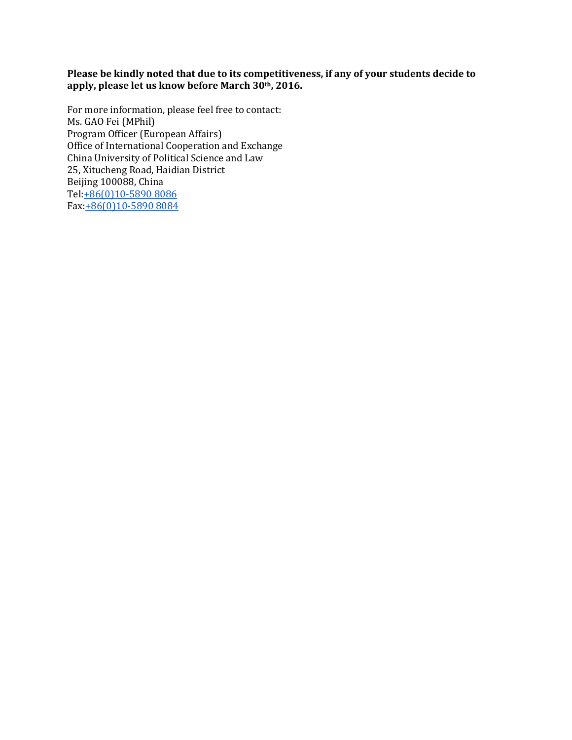**Please be kindly noted that due to its competitiveness, if any of your students decide to apply, please let us know before March 30th, 2016.**

For more information, please feel free to contact:
Ms. GAO Fei (MPhil)
Program Officer (European Affairs)
Office of International Cooperation and Exchange
China University of Political Science and Law
25, Xitucheng Road, Haidian District
Beijing 100088, China
Tel:+86(0)10-5890 8086
Fax:+86(0)10-5890 8084